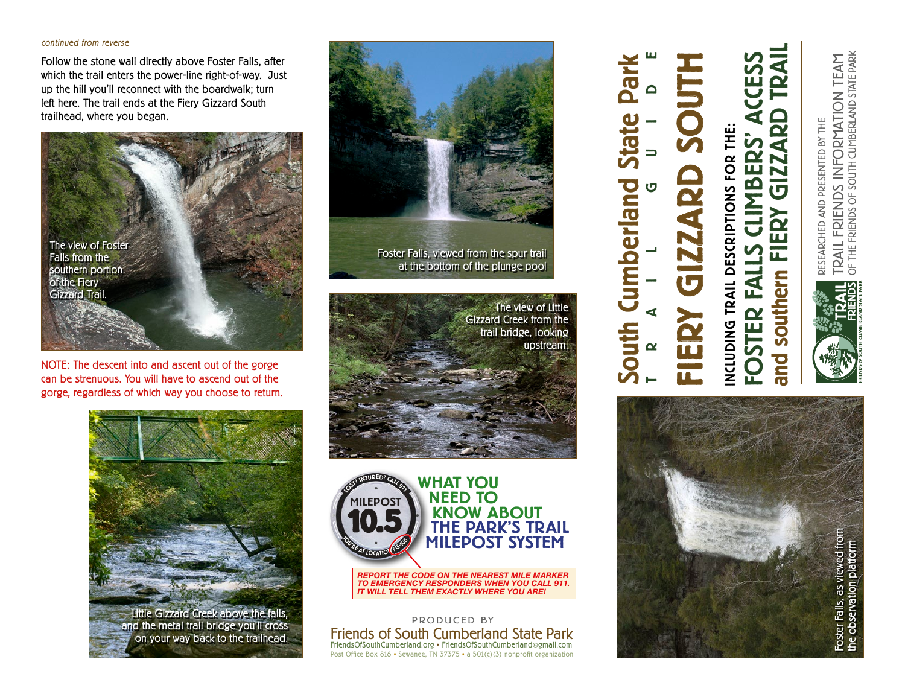*continued from reverse*

Follow the stone wall directly above Foster Falls, after which the trail enters the power-line right-of-way. Just up the hill you'll reconnect with the boardwalk; turn left here. The trail ends at the Fiery Gizzard South trailhead, where you began.

The view of Foster Falls from the southern portion of the Fiery Gizzard Trail.

NOTE: The descent into and ascent out of the gorge can be strenuous. You will have to ascend out of the gorge, regardless of which way you choose to return.

Little Gizzard Creek above the falls, and the metal trail bridge you'll cross on your way back to the trailhead.

Foster Falls, viewed from the spur trail at the bottom of the plunge pool

The view of Little Gizzard Creek from the trail bridge, looking upstream.

MILEPOST 10.5 — LOST? INJURED? CALL 911 — YOU'RE AT LOCATION FG-105

## WHAT YOU NEED TO KNOW ABOUT THE PARK'S TRAIL MILEPOST SYSTEM

*REPORT THE CODE ON THE NEAREST MILE MARKER TO EMERGENCY RESPONDERS WHEN YOU CALL 911. IT WILL TELL THEM EXACTLY WHERE YOU ARE!*

PRODUCED BY

**Friends of South Cumberland State Park**

FriendsOfSouthCumberland.org • FriendsOfSouthCumberland@gmail.com

Post Office Box 816 • Sewanee, TN 37375 • a 501(c)(3) nonprofit organization

# South Cumberland State Park

T R A I L   G U I D E

# FIERY GIZZARD SOUTH

## INCLUDING TRAIL DESCRIPTIONS FOR THE: FOSTER FALLS CLIMBERS' ACCESS and southern FIERY GIZZARD TRAIL

RESEARCHED AND PRESENTED BY THE TRAIL FRIENDS INFORMATION TEAM OF THE FRIENDS OF SOUTH CUMBERLAND STATE PARK

TRAIL FRIENDS — FRIENDS OF SOUTH CUMBERLAND STATE PARK

Foster Falls, as viewed from the observation platform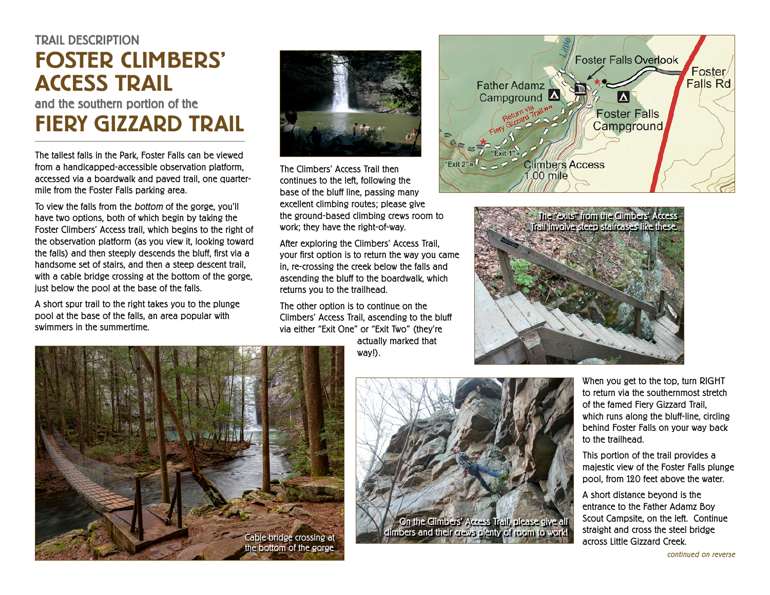TRAIL DESCRIPTION

# FOSTER CLIMBERS' ACCESS TRAIL

## and the southern portion of the

# FIERY GIZZARD TRAIL

The tallest falls in the Park, Foster Falls can be viewed from a handicapped-accessible observation platform, accessed via a boardwalk and paved trail, one quarter-mile from the Foster Falls parking area.

To view the falls from the *bottom* of the gorge, you'll have two options, both of which begin by taking the Foster Climbers' Access trail, which begins to the right of the observation platform (as you view it, looking toward the falls) and then steeply descends the bluff, first via a handsome set of stairs, and then a steep descent trail, with a cable bridge crossing at the bottom of the gorge, just below the pool at the base of the falls.

A short spur trail to the right takes you to the plunge pool at the base of the falls, an area popular with swimmers in the summertime.

Cable bridge crossing at the bottom of the gorge

The Climbers' Access Trail then continues to the left, following the base of the bluff line, passing many excellent climbing routes; please give the ground-based climbing crews room to work; they have the right-of-way.

After exploring the Climbers' Access Trail, your first option is to return the way you came in, re-crossing the creek below the falls and ascending the bluff to the boardwalk, which returns you to the trailhead.

The other option is to continue on the Climbers' Access Trail, ascending to the bluff via either "Exit One" or "Exit Two" (they're actually marked that way!).

Little

Foster Falls Overlook

Foster Falls Rd

Father Adamz Campground

Return via Fiery Gizzard Trail »»

Foster Falls Campground

"Exit 1"»

"Exit 2"»

Climbers Access 1.00 mile

The "exits" from the Climbers' Access Trail involve steep staircases like these.

On the Climbers' Access Trail, please give all climbers and their crews plenty of room to work!

When you get to the top, turn RIGHT to return via the southernmost stretch of the famed Fiery Gizzard Trail, which runs along the bluff-line, circling behind Foster Falls on your way back to the trailhead.

This portion of the trail provides a majestic view of the Foster Falls plunge pool, from 120 feet above the water.

A short distance beyond is the entrance to the Father Adamz Boy Scout Campsite, on the left. Continue straight and cross the steel bridge across Little Gizzard Creek.

*continued on reverse*